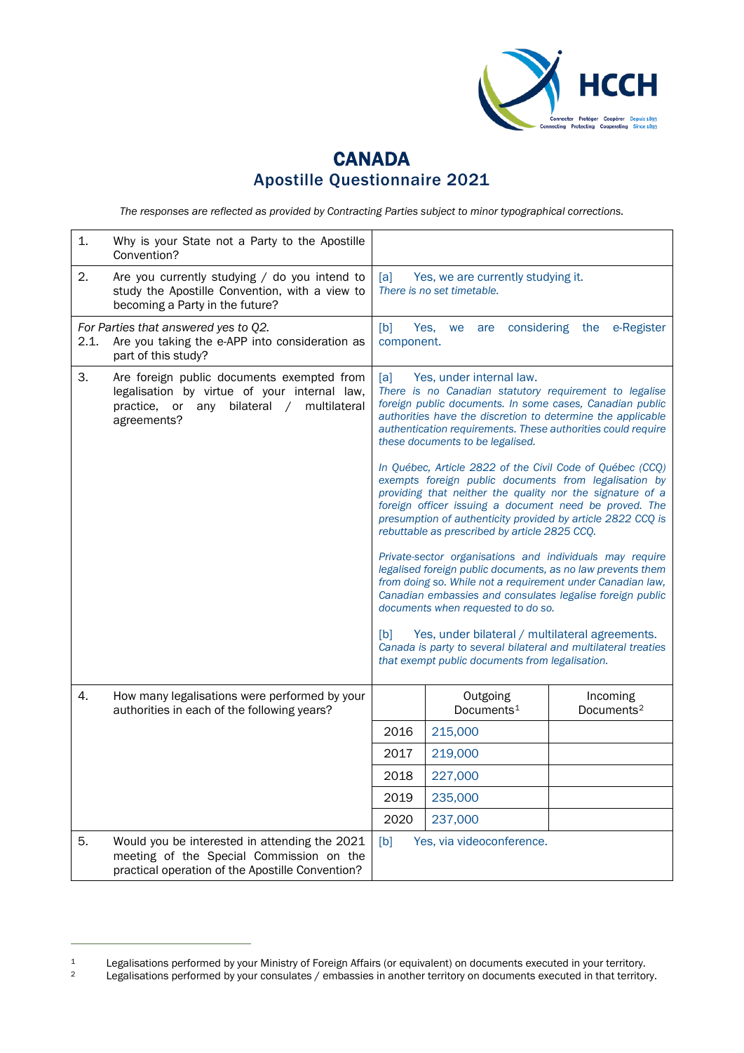# CANADA
## Apostille Questionnaire 2021

*The responses are reflected as provided by Contracting Parties subject to minor typographical corrections.*

| | | | |
|---|---|---|---|
| 1. Why is your State not a Party to the Apostille Convention? | | | |
| 2. Are you currently studying / do you intend to study the Apostille Convention, with a view to becoming a Party in the future? | [a] Yes, we are currently studying it. *There is no set timetable.* | | |
| *For Parties that answered yes to Q2.* 2.1. Are you taking the e-APP into consideration as part of this study? | [b] Yes, we are considering the e-Register component. | | |
| 3. Are foreign public documents exempted from legalisation by virtue of your internal law, practice, or any bilateral / multilateral agreements? | [a] Yes, under internal law. *There is no Canadian statutory requirement to legalise foreign public documents. In some cases, Canadian public authorities have the discretion to determine the applicable authentication requirements. These authorities could require these documents to be legalised.* *In Québec, Article 2822 of the Civil Code of Québec (CCQ) exempts foreign public documents from legalisation by providing that neither the quality nor the signature of a foreign officer issuing a document need be proved. The presumption of authenticity provided by article 2822 CCQ is rebuttable as prescribed by article 2825 CCQ.* *Private-sector organisations and individuals may require legalised foreign public documents, as no law prevents them from doing so. While not a requirement under Canadian law, Canadian embassies and consulates legalise foreign public documents when requested to do so.* [b] Yes, under bilateral / multilateral agreements. *Canada is party to several bilateral and multilateral treaties that exempt public documents from legalisation.* | | |
| 4. How many legalisations were performed by your authorities in each of the following years? | | Outgoing Documents[1] | Incoming Documents[2] |
| | 2016 | 215,000 | |
| | 2017 | 219,000 | |
| | 2018 | 227,000 | |
| | 2019 | 235,000 | |
| | 2020 | 237,000 | |
| 5. Would you be interested in attending the 2021 meeting of the Special Commission on the practical operation of the Apostille Convention? | [b] Yes, via videoconference. | | |

[1] Legalisations performed by your Ministry of Foreign Affairs (or equivalent) on documents executed in your territory.
[2] Legalisations performed by your consulates / embassies in another territory on documents executed in that territory.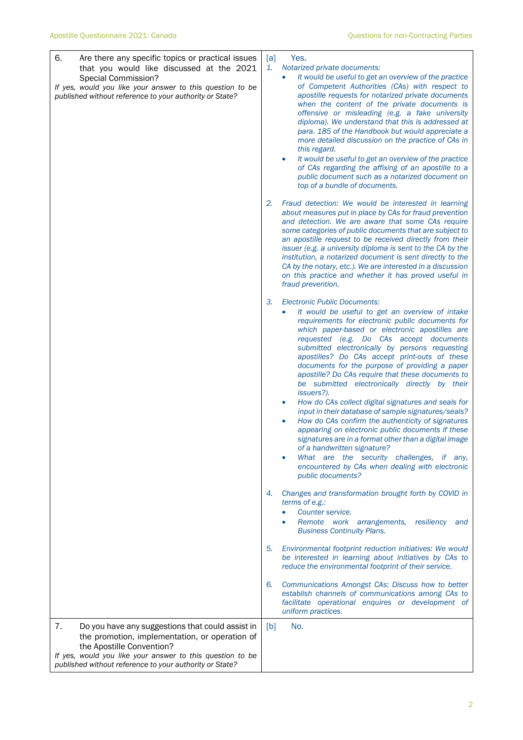| | |
|---|---|
| 6. Are there any specific topics or practical issues that you would like discussed at the 2021 Special Commission?<br>*If yes, would you like your answer to this question to be published without reference to your authority or State?* | [a] Yes.<br>*1. Notarized private documents:*<br>• *It would be useful to get an overview of the practice of Competent Authorities (CAs) with respect to apostille requests for notarized private documents when the content of the private documents is offensive or misleading (e.g. a fake university diploma). We understand that this is addressed at para. 185 of the Handbook but would appreciate a more detailed discussion on the practice of CAs in this regard.*<br>• *It would be useful to get an overview of the practice of CAs regarding the affixing of an apostille to a public document such as a notarized document on top of a bundle of documents.*<br><br>*2. Fraud detection: We would be interested in learning about measures put in place by CAs for fraud prevention and detection. We are aware that some CAs require some categories of public documents that are subject to an apostille request to be received directly from their issuer (e.g. a university diploma is sent to the CA by the institution, a notarized document is sent directly to the CA by the notary, etc.). We are interested in a discussion on this practice and whether it has proved useful in fraud prevention.*<br><br>*3. Electronic Public Documents:*<br>• *It would be useful to get an overview of intake requirements for electronic public documents for which paper-based or electronic apostilles are requested (e.g. Do CAs accept documents submitted electronically by persons requesting apostilles? Do CAs accept print-outs of these documents for the purpose of providing a paper apostille? Do CAs require that these documents to be submitted electronically directly by their issuers?).*<br>• *How do CAs collect digital signatures and seals for input in their database of sample signatures/seals?*<br>• *How do CAs confirm the authenticity of signatures appearing on electronic public documents if these signatures are in a format other than a digital image of a handwritten signature?*<br>• *What are the security challenges, if any, encountered by CAs when dealing with electronic public documents?*<br><br>*4. Changes and transformation brought forth by COVID in terms of e.g.:*<br>• *Counter service.*<br>• *Remote work arrangements, resiliency and Business Continuity Plans.*<br><br>*5. Environmental footprint reduction initiatives: We would be interested in learning about initiatives by CAs to reduce the environmental footprint of their service.*<br><br>*6. Communications Amongst CAs: Discuss how to better establish channels of communications among CAs to facilitate operational enquires or development of uniform practices.* |
| 7. Do you have any suggestions that could assist in the promotion, implementation, or operation of the Apostille Convention?<br>*If yes, would you like your answer to this question to be published without reference to your authority or State?* | [b] No. |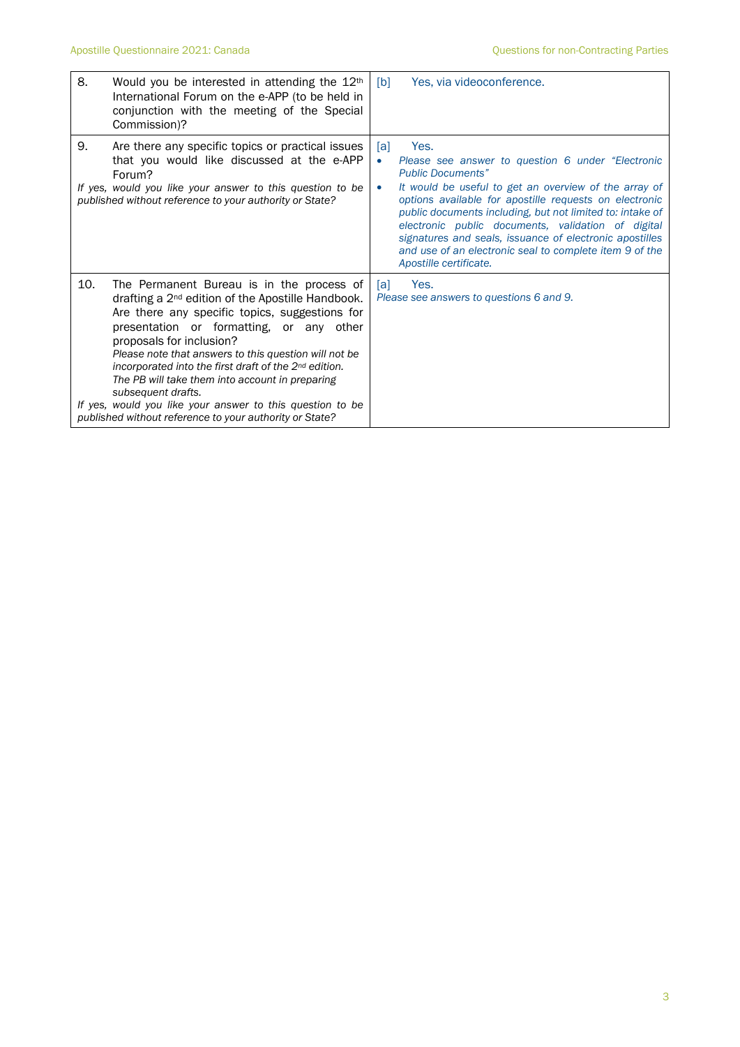| | |
|---|---|
| 8. Would you be interested in attending the 12th International Forum on the e-APP (to be held in conjunction with the meeting of the Special Commission)? | [b] Yes, via videoconference. |
| 9. Are there any specific topics or practical issues that you would like discussed at the e-APP Forum?<br>*If yes, would you like your answer to this question to be published without reference to your authority or State?* | [a] Yes.<br>• *Please see answer to question 6 under "Electronic Public Documents"*<br>• *It would be useful to get an overview of the array of options available for apostille requests on electronic public documents including, but not limited to: intake of electronic public documents, validation of digital signatures and seals, issuance of electronic apostilles and use of an electronic seal to complete item 9 of the Apostille certificate.* |
| 10. The Permanent Bureau is in the process of drafting a 2nd edition of the Apostille Handbook. Are there any specific topics, suggestions for presentation or formatting, or any other proposals for inclusion?<br>*Please note that answers to this question will not be incorporated into the first draft of the 2nd edition. The PB will take them into account in preparing subsequent drafts.*<br>*If yes, would you like your answer to this question to be published without reference to your authority or State?* | [a] Yes.<br>*Please see answers to questions 6 and 9.* |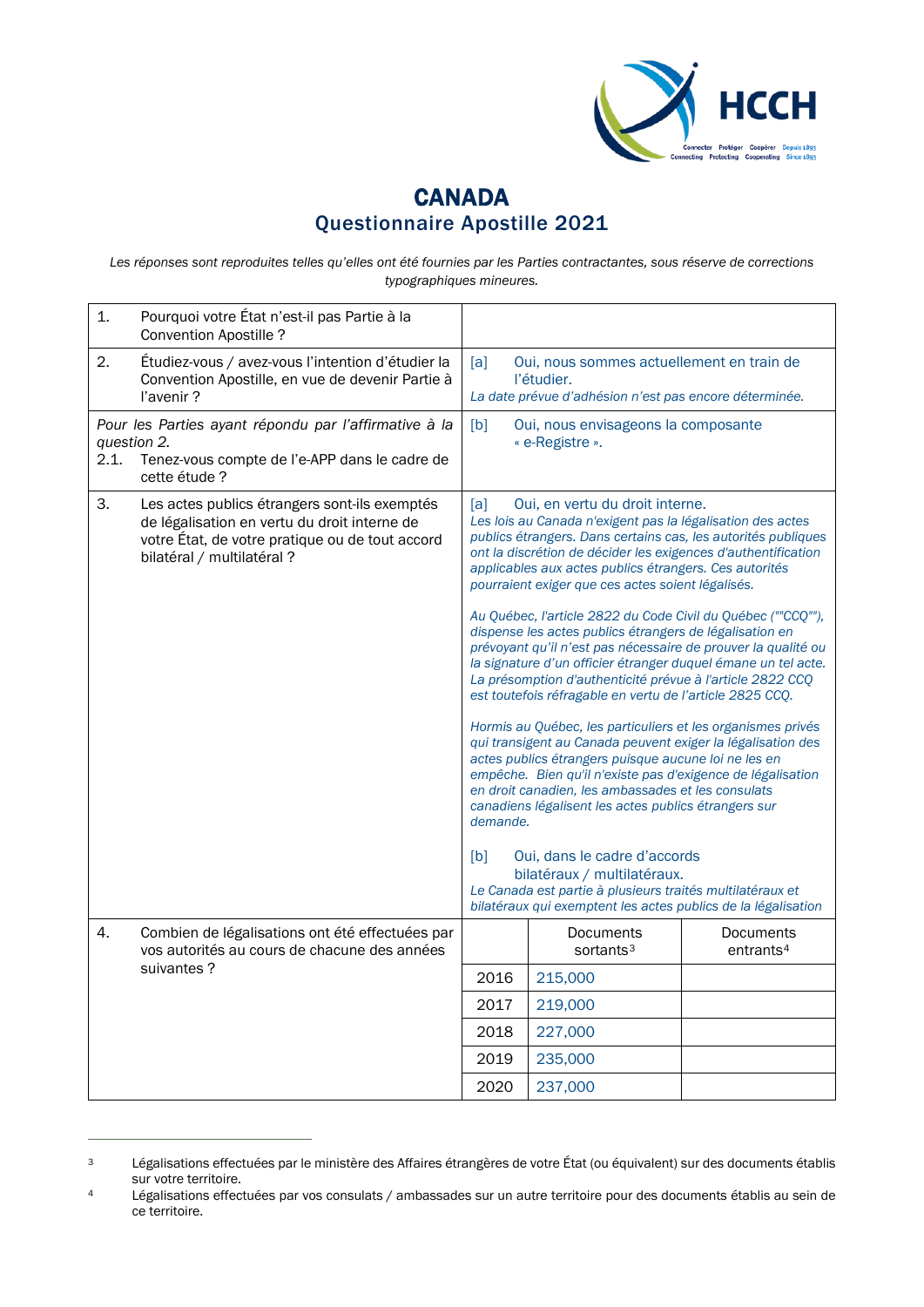# CANADA
## Questionnaire Apostille 2021

*Les réponses sont reproduites telles qu'elles ont été fournies par les Parties contractantes, sous réserve de corrections typographiques mineures.*

| Question | Réponse | | |
|---|---|---|---|
| 1. Pourquoi votre État n'est-il pas Partie à la Convention Apostille ? | | | |
| 2. Étudiez-vous / avez-vous l'intention d'étudier la Convention Apostille, en vue de devenir Partie à l'avenir ? | [a] Oui, nous sommes actuellement en train de l'étudier. *La date prévue d'adhésion n'est pas encore déterminée.* | | |
| *Pour les Parties ayant répondu par l'affirmative à la question 2.* 2.1. Tenez-vous compte de l'e-APP dans le cadre de cette étude ? | [b] Oui, nous envisageons la composante « e-Registre ». | | |
| 3. Les actes publics étrangers sont-ils exemptés de légalisation en vertu du droit interne de votre État, de votre pratique ou de tout accord bilatéral / multilatéral ? | [a] Oui, en vertu du droit interne. *Les lois au Canada n'exigent pas la légalisation des actes publics étrangers. Dans certains cas, les autorités publiques ont la discrétion de décider les exigences d'authentification applicables aux actes publics étrangers. Ces autorités pourraient exiger que ces actes soient légalisés.* *Au Québec, l'article 2822 du Code Civil du Québec (""CCQ""), dispense les actes publics étrangers de légalisation en prévoyant qu'il n'est pas nécessaire de prouver la qualité ou la signature d'un officier étranger duquel émane un tel acte. La présomption d'authenticité prévue à l'article 2822 CCQ est toutefois réfragable en vertu de l'article 2825 CCQ.* *Hormis au Québec, les particuliers et les organismes privés qui transigent au Canada peuvent exiger la légalisation des actes publics étrangers puisque aucune loi ne les en empêche. Bien qu'il n'existe pas d'exigence de légalisation en droit canadien, les ambassades et les consulats canadiens légalisent les actes publics étrangers sur demande.* [b] Oui, dans le cadre d'accords bilatéraux / multilatéraux. *Le Canada est partie à plusieurs traités multilatéraux et bilatéraux qui exemptent les actes publics de la légalisation* | | |
| 4. Combien de légalisations ont été effectuées par vos autorités au cours de chacune des années suivantes ? | | Documents sortants[3] | Documents entrants[4] |
| | 2016 | 215,000 | |
| | 2017 | 219,000 | |
| | 2018 | 227,000 | |
| | 2019 | 235,000 | |
| | 2020 | 237,000 | |

---

[3] Légalisations effectuées par le ministère des Affaires étrangères de votre État (ou équivalent) sur des documents établis sur votre territoire.

[4] Légalisations effectuées par vos consulats / ambassades sur un autre territoire pour des documents établis au sein de ce territoire.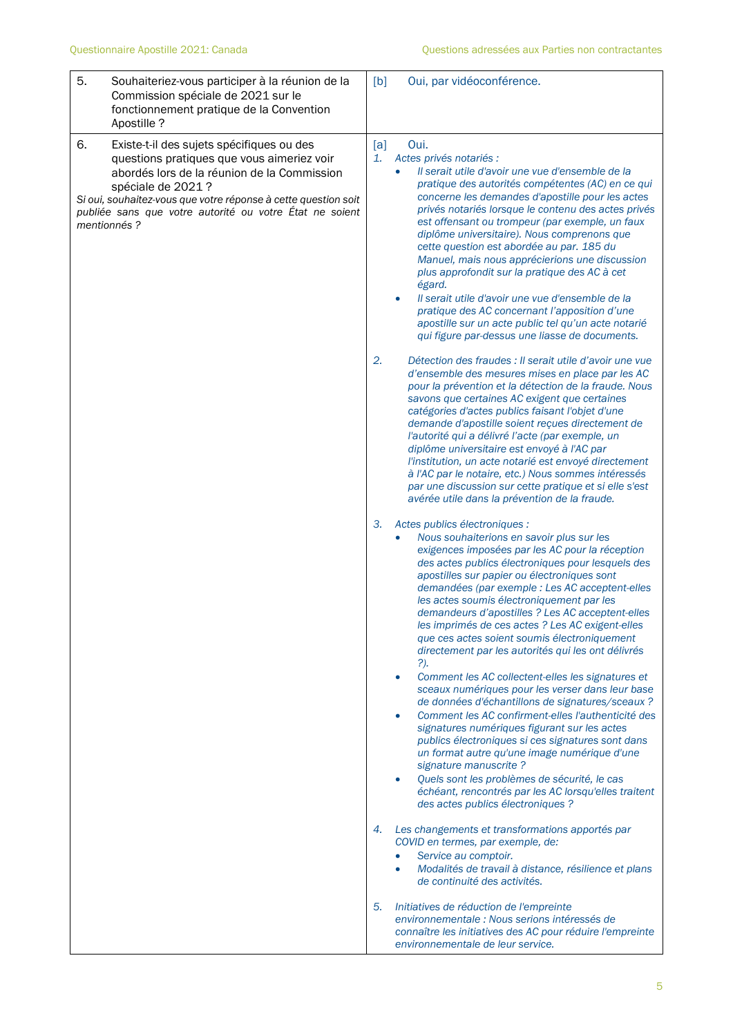| | |
|---|---|
| 5. Souhaiteriez-vous participer à la réunion de la Commission spéciale de 2021 sur le fonctionnement pratique de la Convention Apostille ? | [b] Oui, par vidéoconférence. |
| 6. Existe-t-il des sujets spécifiques ou des questions pratiques que vous aimeriez voir abordés lors de la réunion de la Commission spéciale de 2021 ?<br>*Si oui, souhaitez-vous que votre réponse à cette question soit publiée sans que votre autorité ou votre État ne soient mentionnés ?* | [a] Oui.<br>*1. Actes privés notariés :*<br>• *Il serait utile d'avoir une vue d'ensemble de la pratique des autorités compétentes (AC) en ce qui concerne les demandes d'apostille pour les actes privés notariés lorsque le contenu des actes privés est offensant ou trompeur (par exemple, un faux diplôme universitaire). Nous comprenons que cette question est abordée au par. 185 du Manuel, mais nous apprécierions une discussion plus approfondit sur la pratique des AC à cet égard.*<br>• *Il serait utile d'avoir une vue d'ensemble de la pratique des AC concernant l'apposition d'une apostille sur un acte public tel qu'un acte notarié qui figure par-dessus une liasse de documents.*<br><br>*2. Détection des fraudes : Il serait utile d'avoir une vue d'ensemble des mesures mises en place par les AC pour la prévention et la détection de la fraude. Nous savons que certaines AC exigent que certaines catégories d'actes publics faisant l'objet d'une demande d'apostille soient reçues directement de l'autorité qui a délivré l'acte (par exemple, un diplôme universitaire est envoyé à l'AC par l'institution, un acte notarié est envoyé directement à l'AC par le notaire, etc.) Nous sommes intéressés par une discussion sur cette pratique et si elle s'est avérée utile dans la prévention de la fraude.*<br><br>*3. Actes publics électroniques :*<br>• *Nous souhaiterions en savoir plus sur les exigences imposées par les AC pour la réception des actes publics électroniques pour lesquels des apostilles sur papier ou électroniques sont demandées (par exemple : Les AC acceptent-elles les actes soumis électroniquement par les demandeurs d'apostilles ? Les AC acceptent-elles les imprimés de ces actes ? Les AC exigent-elles que ces actes soient soumis électroniquement directement par les autorités qui les ont délivrés ?).*<br>• *Comment les AC collectent-elles les signatures et sceaux numériques pour les verser dans leur base de données d'échantillons de signatures/sceaux ?*<br>• *Comment les AC confirment-elles l'authenticité des signatures numériques figurant sur les actes publics électroniques si ces signatures sont dans un format autre qu'une image numérique d'une signature manuscrite ?*<br>• *Quels sont les problèmes de sécurité, le cas échéant, rencontrés par les AC lorsqu'elles traitent des actes publics électroniques ?*<br><br>*4. Les changements et transformations apportés par COVID en termes, par exemple, de:*<br>• *Service au comptoir.*<br>• *Modalités de travail à distance, résilience et plans de continuité des activités.*<br><br>*5. Initiatives de réduction de l'empreinte environnementale : Nous serions intéressés de connaître les initiatives des AC pour réduire l'empreinte environnementale de leur service.* |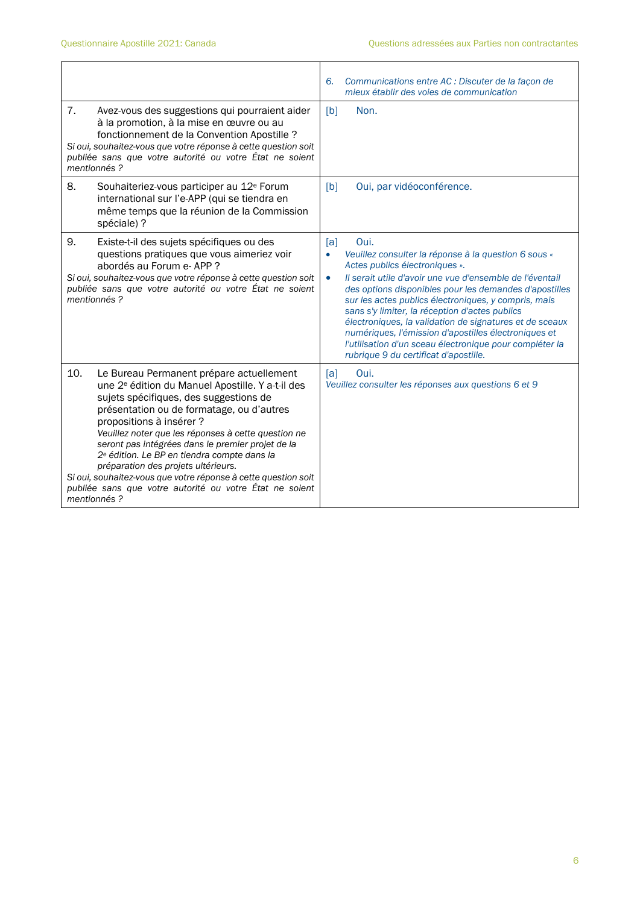| | |
|---|---|
| | 6. *Communications entre AC : Discuter de la façon de mieux établir des voies de communication* |
| 7. Avez-vous des suggestions qui pourraient aider à la promotion, à la mise en œuvre ou au fonctionnement de la Convention Apostille ?<br>*Si oui, souhaitez-vous que votre réponse à cette question soit publiée sans que votre autorité ou votre État ne soient mentionnés ?* | [b] Non. |
| 8. Souhaiteriez-vous participer au 12e Forum international sur l'e-APP (qui se tiendra en même temps que la réunion de la Commission spéciale) ? | [b] Oui, par vidéoconférence. |
| 9. Existe-t-il des sujets spécifiques ou des questions pratiques que vous aimeriez voir abordés au Forum e- APP ?<br>*Si oui, souhaitez-vous que votre réponse à cette question soit publiée sans que votre autorité ou votre État ne soient mentionnés ?* | [a] Oui.<br>• *Veuillez consulter la réponse à la question 6 sous « Actes publics électroniques ».*<br>• *Il serait utile d'avoir une vue d'ensemble de l'éventail des options disponibles pour les demandes d'apostilles sur les actes publics électroniques, y compris, mais sans s'y limiter, la réception d'actes publics électroniques, la validation de signatures et de sceaux numériques, l'émission d'apostilles électroniques et l'utilisation d'un sceau électronique pour compléter la rubrique 9 du certificat d'apostille.* |
| 10. Le Bureau Permanent prépare actuellement une 2e édition du Manuel Apostille. Y a-t-il des sujets spécifiques, des suggestions de présentation ou de formatage, ou d'autres propositions à insérer ?<br>*Veuillez noter que les réponses à cette question ne seront pas intégrées dans le premier projet de la 2e édition. Le BP en tiendra compte dans la préparation des projets ultérieurs.*<br>*Si oui, souhaitez-vous que votre réponse à cette question soit publiée sans que votre autorité ou votre État ne soient mentionnés ?* | [a] Oui.<br>*Veuillez consulter les réponses aux questions 6 et 9* |